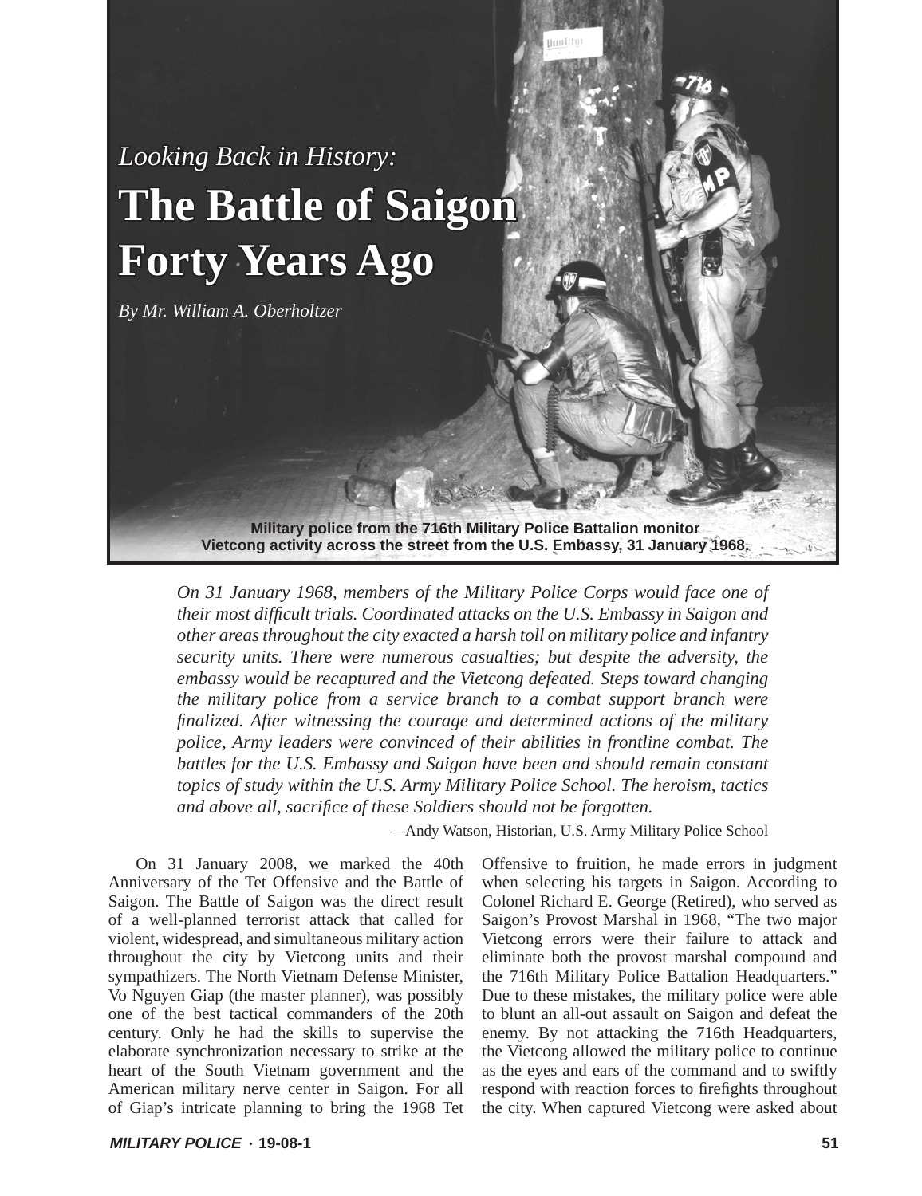*Looking Back in History:*

# The Battle of Saigon Forty Years Ago

*By Mr. William A. Oberholtzer*

Military police from the 716th Military Police Battalion monitor Vietcong activity across the street from the U.S. Embassy, 31 January 1968.

*On 31 January 1968, members of the Military Police Corps would face one of their most difficult trials. Coordinated attacks on the U.S. Embassy in Saigon and other areas throughout the city exacted a harsh toll on military police and infantry security units. There were numerous casualties; but despite the adversity, the embassy would be recaptured and the Vietcong defeated. Steps toward changing the military police from a service branch to a combat support branch were finalized. After witnessing the courage and determined actions of the military police, Army leaders were convinced of their abilities in frontline combat. The battles for the U.S. Embassy and Saigon have been and should remain constant topics of study within the U.S. Army Military Police School. The heroism, tactics and above all, sacrifice of these Soldiers should not be forgotten.*

—Andy Watson, Historian, U.S. Army Military Police School

On 31 January 2008, we marked the 40th Anniversary of the Tet Offensive and the Battle of Saigon. The Battle of Saigon was the direct result of a well-planned terrorist attack that called for violent, widespread, and simultaneous military action throughout the city by Vietcong units and their sympathizers. The North Vietnam Defense Minister, Vo Nguyen Giap (the master planner), was possibly one of the best tactical commanders of the 20th century. Only he had the skills to supervise the elaborate synchronization necessary to strike at the heart of the South Vietnam government and the American military nerve center in Saigon. For all of Giap's intricate planning to bring the 1968 Tet Offensive to fruition, he made errors in judgment when selecting his targets in Saigon. According to Colonel Richard E. George (Retired), who served as Saigon's Provost Marshal in 1968, "The two major Vietcong errors were their failure to attack and eliminate both the provost marshal compound and the 716th Military Police Battalion Headquarters." Due to these mistakes, the military police were able to blunt an all-out assault on Saigon and defeat the enemy. By not attacking the 716th Headquarters, the Vietcong allowed the military police to continue as the eyes and ears of the command and to swiftly respond with reaction forces to firefights throughout the city. When captured Vietcong were asked about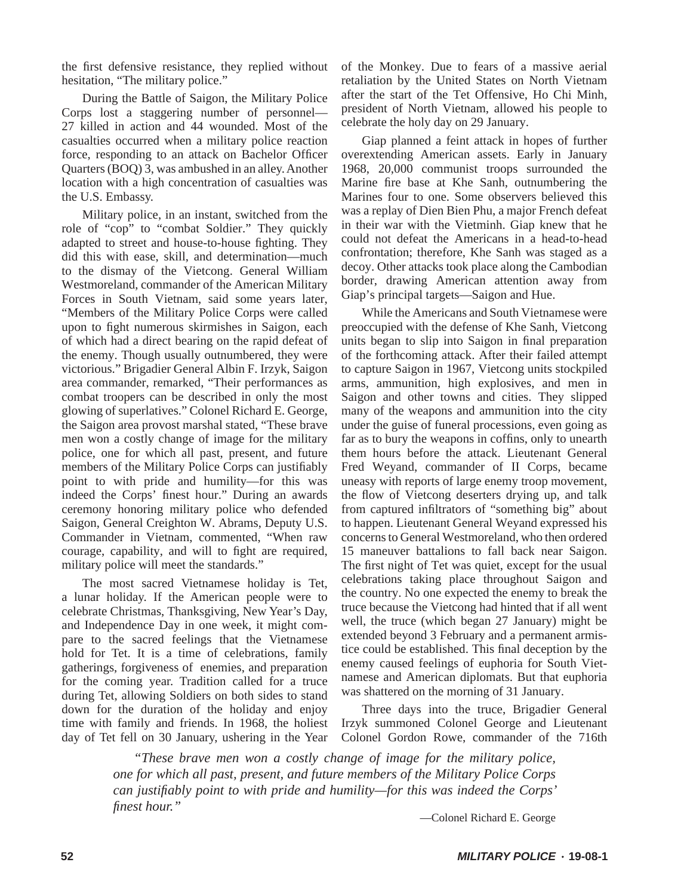the first defensive resistance, they replied without hesitation, "The military police."

During the Battle of Saigon, the Military Police Corps lost a staggering number of personnel—27 killed in action and 44 wounded. Most of the casualties occurred when a military police reaction force, responding to an attack on Bachelor Officer Quarters (BOQ) 3, was ambushed in an alley. Another location with a high concentration of casualties was the U.S. Embassy.

Military police, in an instant, switched from the role of "cop" to "combat Soldier." They quickly adapted to street and house-to-house fighting. They did this with ease, skill, and determination—much to the dismay of the Vietcong. General William Westmoreland, commander of the American Military Forces in South Vietnam, said some years later, "Members of the Military Police Corps were called upon to fight numerous skirmishes in Saigon, each of which had a direct bearing on the rapid defeat of the enemy. Though usually outnumbered, they were victorious." Brigadier General Albin F. Irzyk, Saigon area commander, remarked, "Their performances as combat troopers can be described in only the most glowing of superlatives." Colonel Richard E. George, the Saigon area provost marshal stated, "These brave men won a costly change of image for the military police, one for which all past, present, and future members of the Military Police Corps can justifiably point to with pride and humility—for this was indeed the Corps' finest hour." During an awards ceremony honoring military police who defended Saigon, General Creighton W. Abrams, Deputy U.S. Commander in Vietnam, commented, "When raw courage, capability, and will to fight are required, military police will meet the standards."

The most sacred Vietnamese holiday is Tet, a lunar holiday. If the American people were to celebrate Christmas, Thanksgiving, New Year's Day, and Independence Day in one week, it might compare to the sacred feelings that the Vietnamese hold for Tet. It is a time of celebrations, family gatherings, forgiveness of enemies, and preparation for the coming year. Tradition called for a truce during Tet, allowing Soldiers on both sides to stand down for the duration of the holiday and enjoy time with family and friends. In 1968, the holiest day of Tet fell on 30 January, ushering in the Year of the Monkey. Due to fears of a massive aerial retaliation by the United States on North Vietnam after the start of the Tet Offensive, Ho Chi Minh, president of North Vietnam, allowed his people to celebrate the holy day on 29 January.

Giap planned a feint attack in hopes of further overextending American assets. Early in January 1968, 20,000 communist troops surrounded the Marine fire base at Khe Sanh, outnumbering the Marines four to one. Some observers believed this was a replay of Dien Bien Phu, a major French defeat in their war with the Vietminh. Giap knew that he could not defeat the Americans in a head-to-head confrontation; therefore, Khe Sanh was staged as a decoy. Other attacks took place along the Cambodian border, drawing American attention away from Giap's principal targets—Saigon and Hue.

While the Americans and South Vietnamese were preoccupied with the defense of Khe Sanh, Vietcong units began to slip into Saigon in final preparation of the forthcoming attack. After their failed attempt to capture Saigon in 1967, Vietcong units stockpiled arms, ammunition, high explosives, and men in Saigon and other towns and cities. They slipped many of the weapons and ammunition into the city under the guise of funeral processions, even going as far as to bury the weapons in coffins, only to unearth them hours before the attack. Lieutenant General Fred Weyand, commander of II Corps, became uneasy with reports of large enemy troop movement, the flow of Vietcong deserters drying up, and talk from captured infiltrators of "something big" about to happen. Lieutenant General Weyand expressed his concerns to General Westmoreland, who then ordered 15 maneuver battalions to fall back near Saigon. The first night of Tet was quiet, except for the usual celebrations taking place throughout Saigon and the country. No one expected the enemy to break the truce because the Vietcong had hinted that if all went well, the truce (which began 27 January) might be extended beyond 3 February and a permanent armistice could be established. This final deception by the enemy caused feelings of euphoria for South Vietnamese and American diplomats. But that euphoria was shattered on the morning of 31 January.

Three days into the truce, Brigadier General Irzyk summoned Colonel George and Lieutenant Colonel Gordon Rowe, commander of the 716th

> *"These brave men won a costly change of image for the military police, one for which all past, present, and future members of the Military Police Corps can justifiably point to with pride and humility—for this was indeed the Corps' finest hour."*
>
> —Colonel Richard E. George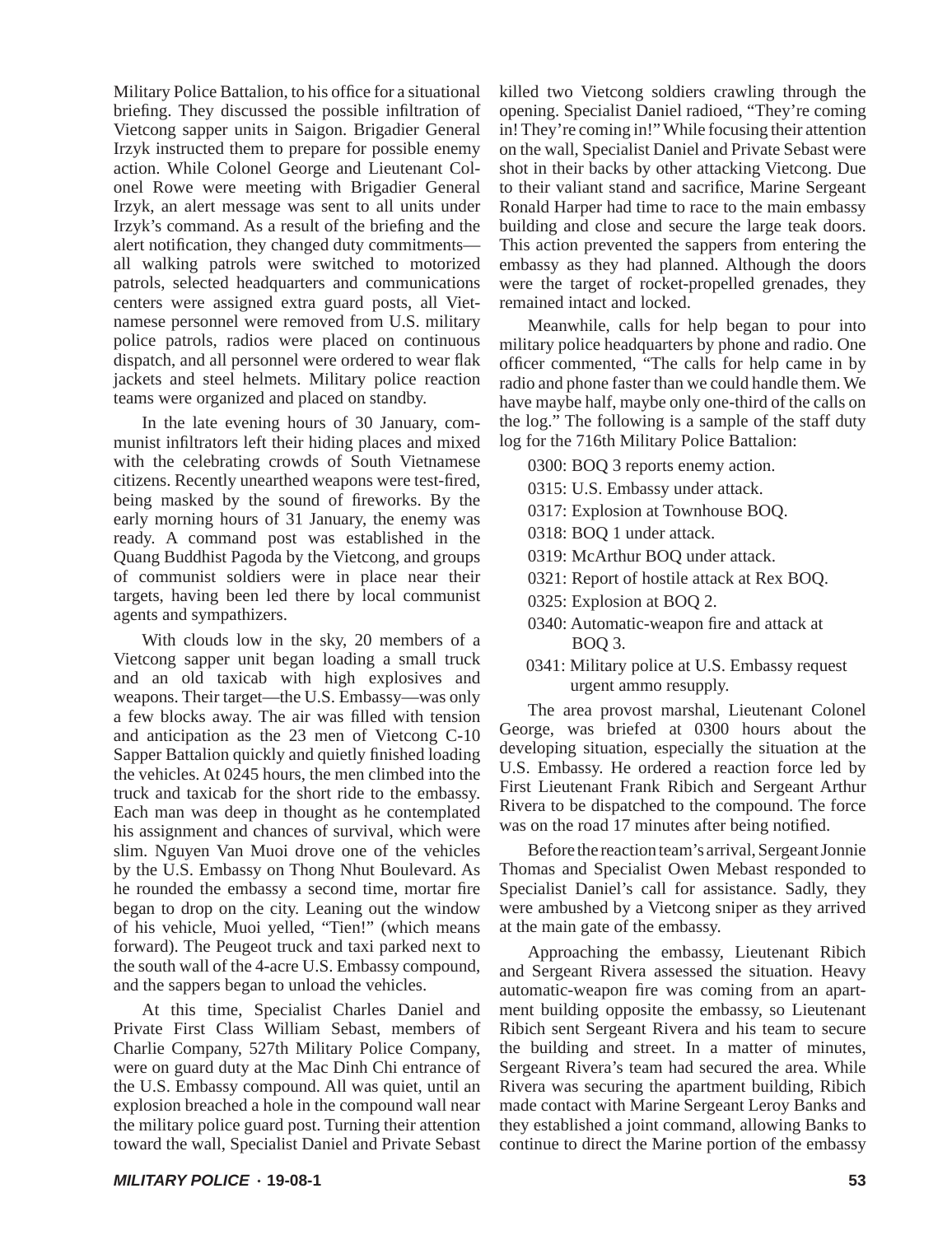Military Police Battalion, to his office for a situational briefing. They discussed the possible infiltration of Vietcong sapper units in Saigon. Brigadier General Irzyk instructed them to prepare for possible enemy action. While Colonel George and Lieutenant Colonel Rowe were meeting with Brigadier General Irzyk, an alert message was sent to all units under Irzyk's command. As a result of the briefing and the alert notification, they changed duty commitments—all walking patrols were switched to motorized patrols, selected headquarters and communications centers were assigned extra guard posts, all Vietnamese personnel were removed from U.S. military police patrols, radios were placed on continuous dispatch, and all personnel were ordered to wear flak jackets and steel helmets. Military police reaction teams were organized and placed on standby.

In the late evening hours of 30 January, communist infiltrators left their hiding places and mixed with the celebrating crowds of South Vietnamese citizens. Recently unearthed weapons were test-fired, being masked by the sound of fireworks. By the early morning hours of 31 January, the enemy was ready. A command post was established in the Quang Buddhist Pagoda by the Vietcong, and groups of communist soldiers were in place near their targets, having been led there by local communist agents and sympathizers.

With clouds low in the sky, 20 members of a Vietcong sapper unit began loading a small truck and an old taxicab with high explosives and weapons. Their target—the U.S. Embassy—was only a few blocks away. The air was filled with tension and anticipation as the 23 men of Vietcong C-10 Sapper Battalion quickly and quietly finished loading the vehicles. At 0245 hours, the men climbed into the truck and taxicab for the short ride to the embassy. Each man was deep in thought as he contemplated his assignment and chances of survival, which were slim. Nguyen Van Muoi drove one of the vehicles by the U.S. Embassy on Thong Nhut Boulevard. As he rounded the embassy a second time, mortar fire began to drop on the city. Leaning out the window of his vehicle, Muoi yelled, "Tien!" (which means forward). The Peugeot truck and taxi parked next to the south wall of the 4-acre U.S. Embassy compound, and the sappers began to unload the vehicles.

At this time, Specialist Charles Daniel and Private First Class William Sebast, members of Charlie Company, 527th Military Police Company, were on guard duty at the Mac Dinh Chi entrance of the U.S. Embassy compound. All was quiet, until an explosion breached a hole in the compound wall near the military police guard post. Turning their attention toward the wall, Specialist Daniel and Private Sebast killed two Vietcong soldiers crawling through the opening. Specialist Daniel radioed, "They're coming in! They're coming in!" While focusing their attention on the wall, Specialist Daniel and Private Sebast were shot in their backs by other attacking Vietcong. Due to their valiant stand and sacrifice, Marine Sergeant Ronald Harper had time to race to the main embassy building and close and secure the large teak doors. This action prevented the sappers from entering the embassy as they had planned. Although the doors were the target of rocket-propelled grenades, they remained intact and locked.

Meanwhile, calls for help began to pour into military police headquarters by phone and radio. One officer commented, "The calls for help came in by radio and phone faster than we could handle them. We have maybe half, maybe only one-third of the calls on the log." The following is a sample of the staff duty log for the 716th Military Police Battalion:

- 0300: BOQ 3 reports enemy action.
- 0315: U.S. Embassy under attack.
- 0317: Explosion at Townhouse BOQ.
- 0318: BOQ 1 under attack.
- 0319: McArthur BOQ under attack.
- 0321: Report of hostile attack at Rex BOQ.
- 0325: Explosion at BOQ 2.
- 0340: Automatic-weapon fire and attack at BOQ 3.
- 0341: Military police at U.S. Embassy request urgent ammo resupply.

The area provost marshal, Lieutenant Colonel George, was briefed at 0300 hours about the developing situation, especially the situation at the U.S. Embassy. He ordered a reaction force led by First Lieutenant Frank Ribich and Sergeant Arthur Rivera to be dispatched to the compound. The force was on the road 17 minutes after being notified.

Before the reaction team's arrival, Sergeant Jonnie Thomas and Specialist Owen Mebast responded to Specialist Daniel's call for assistance. Sadly, they were ambushed by a Vietcong sniper as they arrived at the main gate of the embassy.

Approaching the embassy, Lieutenant Ribich and Sergeant Rivera assessed the situation. Heavy automatic-weapon fire was coming from an apartment building opposite the embassy, so Lieutenant Ribich sent Sergeant Rivera and his team to secure the building and street. In a matter of minutes, Sergeant Rivera's team had secured the area. While Rivera was securing the apartment building, Ribich made contact with Marine Sergeant Leroy Banks and they established a joint command, allowing Banks to continue to direct the Marine portion of the embassy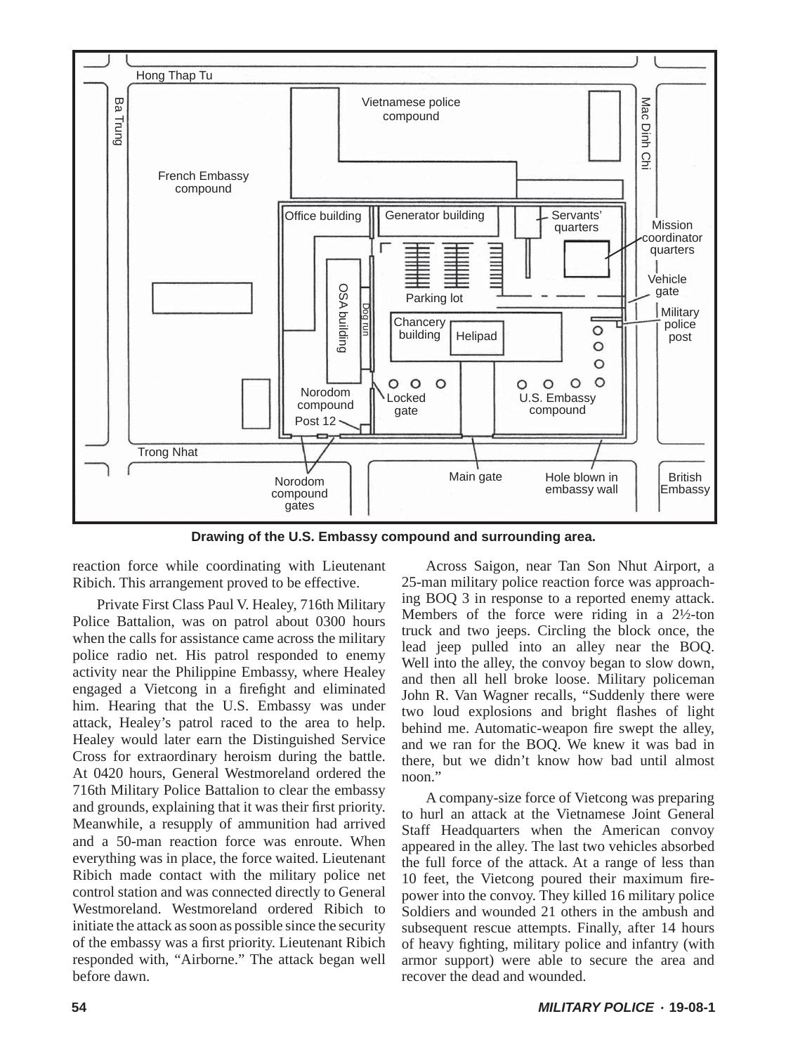**Drawing of the U.S. Embassy compound and surrounding area.**

reaction force while coordinating with Lieutenant Ribich. This arrangement proved to be effective.

Private First Class Paul V. Healey, 716th Military Police Battalion, was on patrol about 0300 hours when the calls for assistance came across the military police radio net. His patrol responded to enemy activity near the Philippine Embassy, where Healey engaged a Vietcong in a firefight and eliminated him. Hearing that the U.S. Embassy was under attack, Healey's patrol raced to the area to help. Healey would later earn the Distinguished Service Cross for extraordinary heroism during the battle. At 0420 hours, General Westmoreland ordered the 716th Military Police Battalion to clear the embassy and grounds, explaining that it was their first priority. Meanwhile, a resupply of ammunition had arrived and a 50-man reaction force was enroute. When everything was in place, the force waited. Lieutenant Ribich made contact with the military police net control station and was connected directly to General Westmoreland. Westmoreland ordered Ribich to initiate the attack as soon as possible since the security of the embassy was a first priority. Lieutenant Ribich responded with, "Airborne." The attack began well before dawn.

Across Saigon, near Tan Son Nhut Airport, a 25-man military police reaction force was approaching BOQ 3 in response to a reported enemy attack. Members of the force were riding in a 2½-ton truck and two jeeps. Circling the block once, the lead jeep pulled into an alley near the BOQ. Well into the alley, the convoy began to slow down, and then all hell broke loose. Military policeman John R. Van Wagner recalls, "Suddenly there were two loud explosions and bright flashes of light behind me. Automatic-weapon fire swept the alley, and we ran for the BOQ. We knew it was bad in there, but we didn't know how bad until almost noon."

A company-size force of Vietcong was preparing to hurl an attack at the Vietnamese Joint General Staff Headquarters when the American convoy appeared in the alley. The last two vehicles absorbed the full force of the attack. At a range of less than 10 feet, the Vietcong poured their maximum firepower into the convoy. They killed 16 military police Soldiers and wounded 21 others in the ambush and subsequent rescue attempts. Finally, after 14 hours of heavy fighting, military police and infantry (with armor support) were able to secure the area and recover the dead and wounded.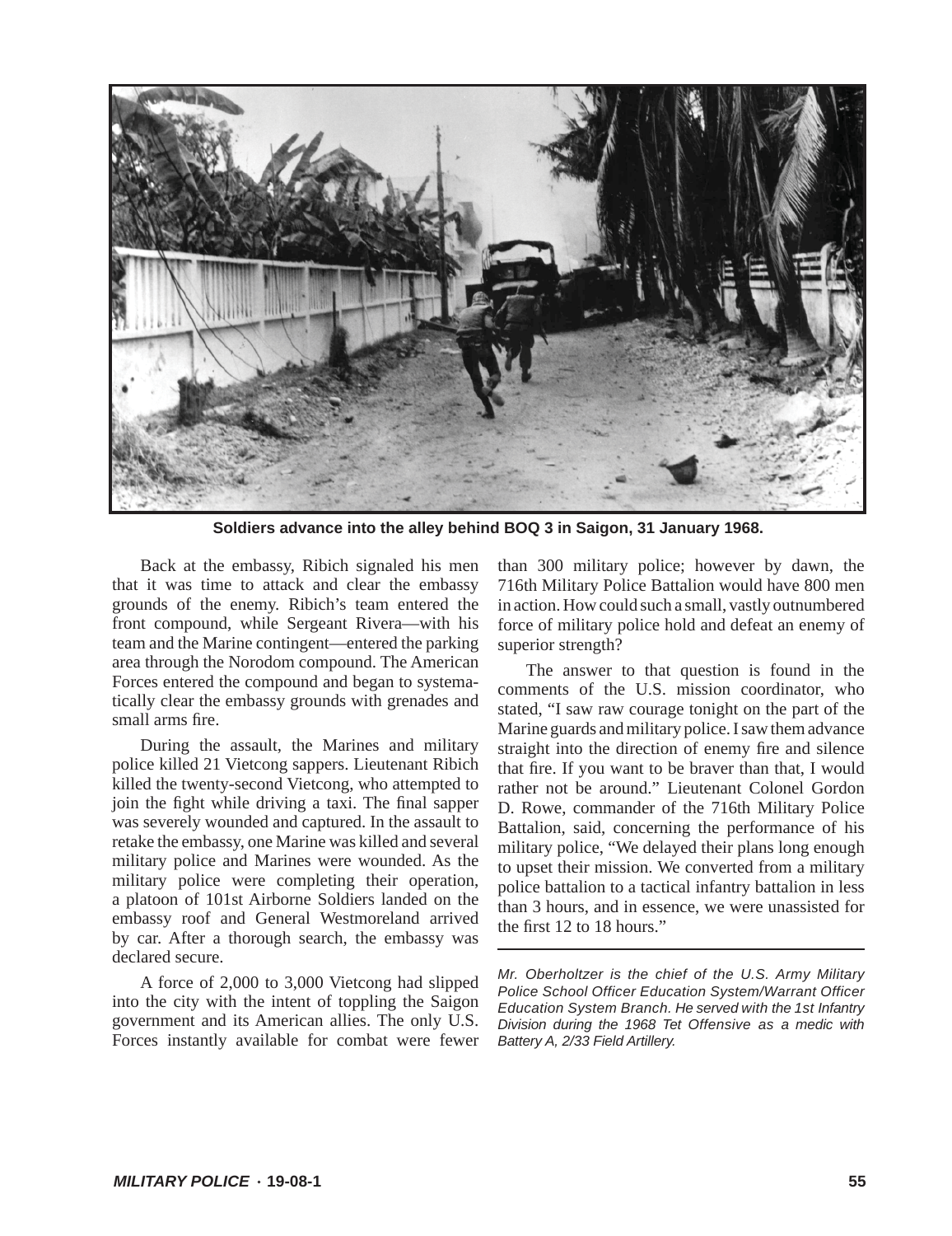**Soldiers advance into the alley behind BOQ 3 in Saigon, 31 January 1968.**

Back at the embassy, Ribich signaled his men that it was time to attack and clear the embassy grounds of the enemy. Ribich's team entered the front compound, while Sergeant Rivera—with his team and the Marine contingent—entered the parking area through the Norodom compound. The American Forces entered the compound and began to systematically clear the embassy grounds with grenades and small arms fire.

During the assault, the Marines and military police killed 21 Vietcong sappers. Lieutenant Ribich killed the twenty-second Vietcong, who attempted to join the fight while driving a taxi. The final sapper was severely wounded and captured. In the assault to retake the embassy, one Marine was killed and several military police and Marines were wounded. As the military police were completing their operation, a platoon of 101st Airborne Soldiers landed on the embassy roof and General Westmoreland arrived by car. After a thorough search, the embassy was declared secure.

A force of 2,000 to 3,000 Vietcong had slipped into the city with the intent of toppling the Saigon government and its American allies. The only U.S. Forces instantly available for combat were fewer than 300 military police; however by dawn, the 716th Military Police Battalion would have 800 men in action. How could such a small, vastly outnumbered force of military police hold and defeat an enemy of superior strength?

The answer to that question is found in the comments of the U.S. mission coordinator, who stated, "I saw raw courage tonight on the part of the Marine guards and military police. I saw them advance straight into the direction of enemy fire and silence that fire. If you want to be braver than that, I would rather not be around." Lieutenant Colonel Gordon D. Rowe, commander of the 716th Military Police Battalion, said, concerning the performance of his military police, "We delayed their plans long enough to upset their mission. We converted from a military police battalion to a tactical infantry battalion in less than 3 hours, and in essence, we were unassisted for the first 12 to 18 hours."

---

*Mr. Oberholtzer is the chief of the U.S. Army Military Police School Officer Education System/Warrant Officer Education System Branch. He served with the 1st Infantry Division during the 1968 Tet Offensive as a medic with Battery A, 2/33 Field Artillery.*